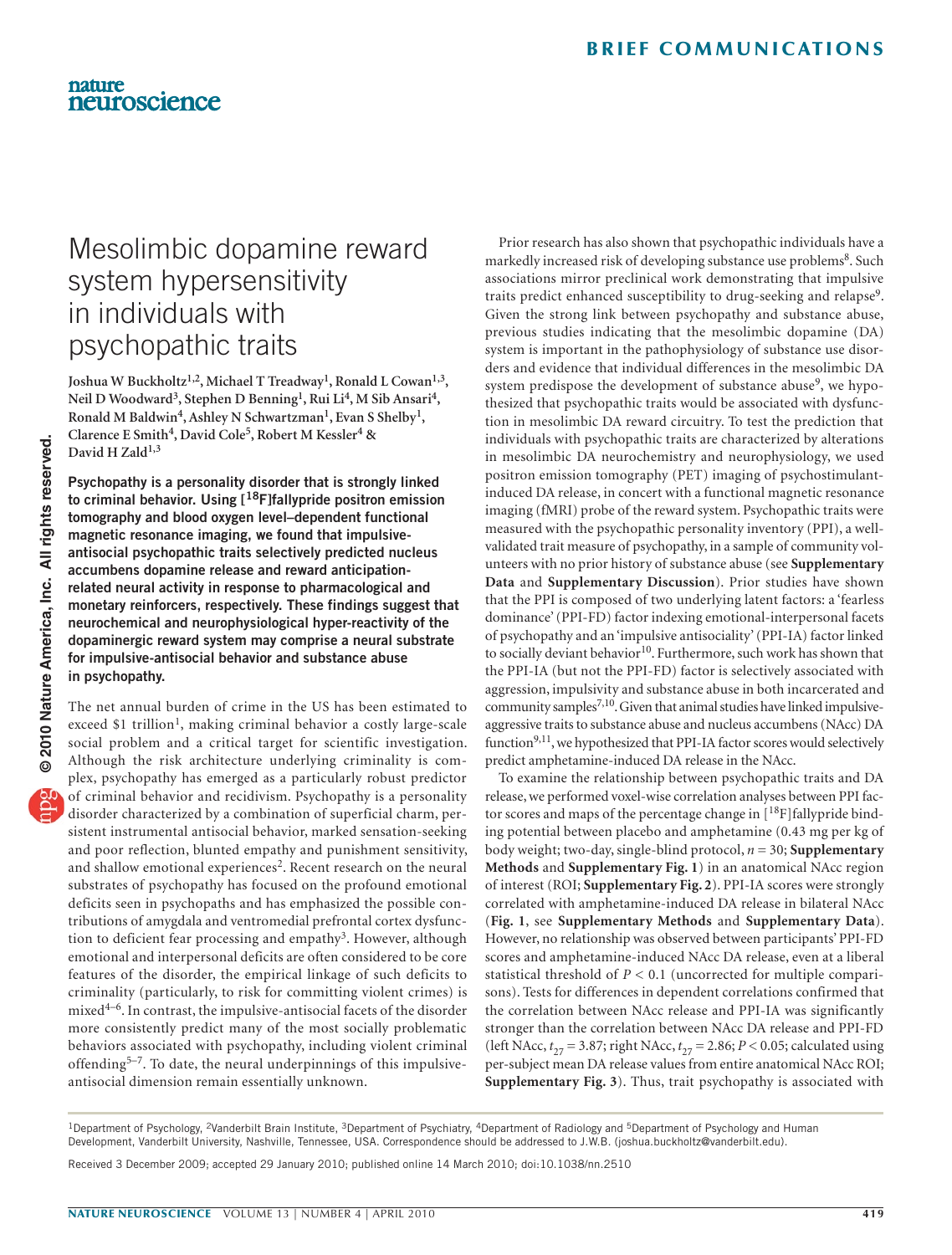# Mesolimbic dopamine reward system hypersensitivity in individuals with psychopathic traits

Joshua W Buckholtz[1,2], Michael T Treadway[1], Ronald L Cowan[1,3], Neil D Woodward[3], Stephen D Benning[1], Rui Li[4], M Sib Ansari[4], Ronald M Baldwin[4], Ashley N Schwartzman[1], Evan S Shelby[1], Clarence E Smith[4], David Cole[5], Robert M Kessler[4] & David H Zald[1,3]

**Psychopathy is a personality disorder that is strongly linked to criminal behavior. Using [$^{18}$F]fallypride positron emission tomography and blood oxygen level–dependent functional magnetic resonance imaging, we found that impulsive-antisocial psychopathic traits selectively predicted nucleus accumbens dopamine release and reward anticipation-related neural activity in response to pharmacological and monetary reinforcers, respectively. These findings suggest that neurochemical and neurophysiological hyper-reactivity of the dopaminergic reward system may comprise a neural substrate for impulsive-antisocial behavior and substance abuse in psychopathy.**

The net annual burden of crime in the US has been estimated to exceed $1 trillion[1], making criminal behavior a costly large-scale social problem and a critical target for scientific investigation. Although the risk architecture underlying criminality is complex, psychopathy has emerged as a particularly robust predictor of criminal behavior and recidivism. Psychopathy is a personality disorder characterized by a combination of superficial charm, persistent instrumental antisocial behavior, marked sensation-seeking and poor reflection, blunted empathy and punishment sensitivity, and shallow emotional experiences[2]. Recent research on the neural substrates of psychopathy has focused on the profound emotional deficits seen in psychopaths and has emphasized the possible contributions of amygdala and ventromedial prefrontal cortex dysfunction to deficient fear processing and empathy[3]. However, although emotional and interpersonal deficits are often considered to be core features of the disorder, the empirical linkage of such deficits to criminality (particularly, to risk for committing violent crimes) is mixed[4–6]. In contrast, the impulsive-antisocial facets of the disorder more consistently predict many of the most socially problematic behaviors associated with psychopathy, including violent criminal offending[5–7]. To date, the neural underpinnings of this impulsive-antisocial dimension remain essentially unknown.

Prior research has also shown that psychopathic individuals have a markedly increased risk of developing substance use problems[8]. Such associations mirror preclinical work demonstrating that impulsive traits predict enhanced susceptibility to drug-seeking and relapse[9]. Given the strong link between psychopathy and substance abuse, previous studies indicating that the mesolimbic dopamine (DA) system is important in the pathophysiology of substance use disorders and evidence that individual differences in the mesolimbic DA system predispose the development of substance abuse[9], we hypothesized that psychopathic traits would be associated with dysfunction in mesolimbic DA reward circuitry. To test the prediction that individuals with psychopathic traits are characterized by alterations in mesolimbic DA neurochemistry and neurophysiology, we used positron emission tomography (PET) imaging of psychostimulant-induced DA release, in concert with a functional magnetic resonance imaging (fMRI) probe of the reward system. Psychopathic traits were measured with the psychopathic personality inventory (PPI), a well-validated trait measure of psychopathy, in a sample of community volunteers with no prior history of substance abuse (see **Supplementary Data** and **Supplementary Discussion**). Prior studies have shown that the PPI is composed of two underlying latent factors: a 'fearless dominance' (PPI-FD) factor indexing emotional-interpersonal facets of psychopathy and an 'impulsive antisociality' (PPI-IA) factor linked to socially deviant behavior[10]. Furthermore, such work has shown that the PPI-IA (but not the PPI-FD) factor is selectively associated with aggression, impulsivity and substance abuse in both incarcerated and community samples[7,10]. Given that animal studies have linked impulsive-aggressive traits to substance abuse and nucleus accumbens (NAcc) DA function[9,11], we hypothesized that PPI-IA factor scores would selectively predict amphetamine-induced DA release in the NAcc.

To examine the relationship between psychopathic traits and DA release, we performed voxel-wise correlation analyses between PPI factor scores and maps of the percentage change in [$^{18}$F]fallypride binding potential between placebo and amphetamine (0.43 mg per kg of body weight; two-day, single-blind protocol, $n = 30$; **Supplementary Methods** and **Supplementary Fig. 1**) in an anatomical NAcc region of interest (ROI; **Supplementary Fig. 2**). PPI-IA scores were strongly correlated with amphetamine-induced DA release in bilateral NAcc (**Fig. 1**, see **Supplementary Methods** and **Supplementary Data**). However, no relationship was observed between participants' PPI-FD scores and amphetamine-induced NAcc DA release, even at a liberal statistical threshold of $P < 0.1$ (uncorrected for multiple comparisons). Tests for differences in dependent correlations confirmed that the correlation between NAcc release and PPI-IA was significantly stronger than the correlation between NAcc DA release and PPI-FD (left NAcc, $t_{27} = 3.87$; right NAcc, $t_{27} = 2.86$; $P < 0.05$; calculated using per-subject mean DA release values from entire anatomical NAcc ROI; **Supplementary Fig. 3**). Thus, trait psychopathy is associated with

[1]Department of Psychology, [2]Vanderbilt Brain Institute, [3]Department of Psychiatry, [4]Department of Radiology and [5]Department of Psychology and Human Development, Vanderbilt University, Nashville, Tennessee, USA. Correspondence should be addressed to J.W.B. (joshua.buckholtz@vanderbilt.edu).

Received 3 December 2009; accepted 29 January 2010; published online 14 March 2010; doi:10.1038/nn.2510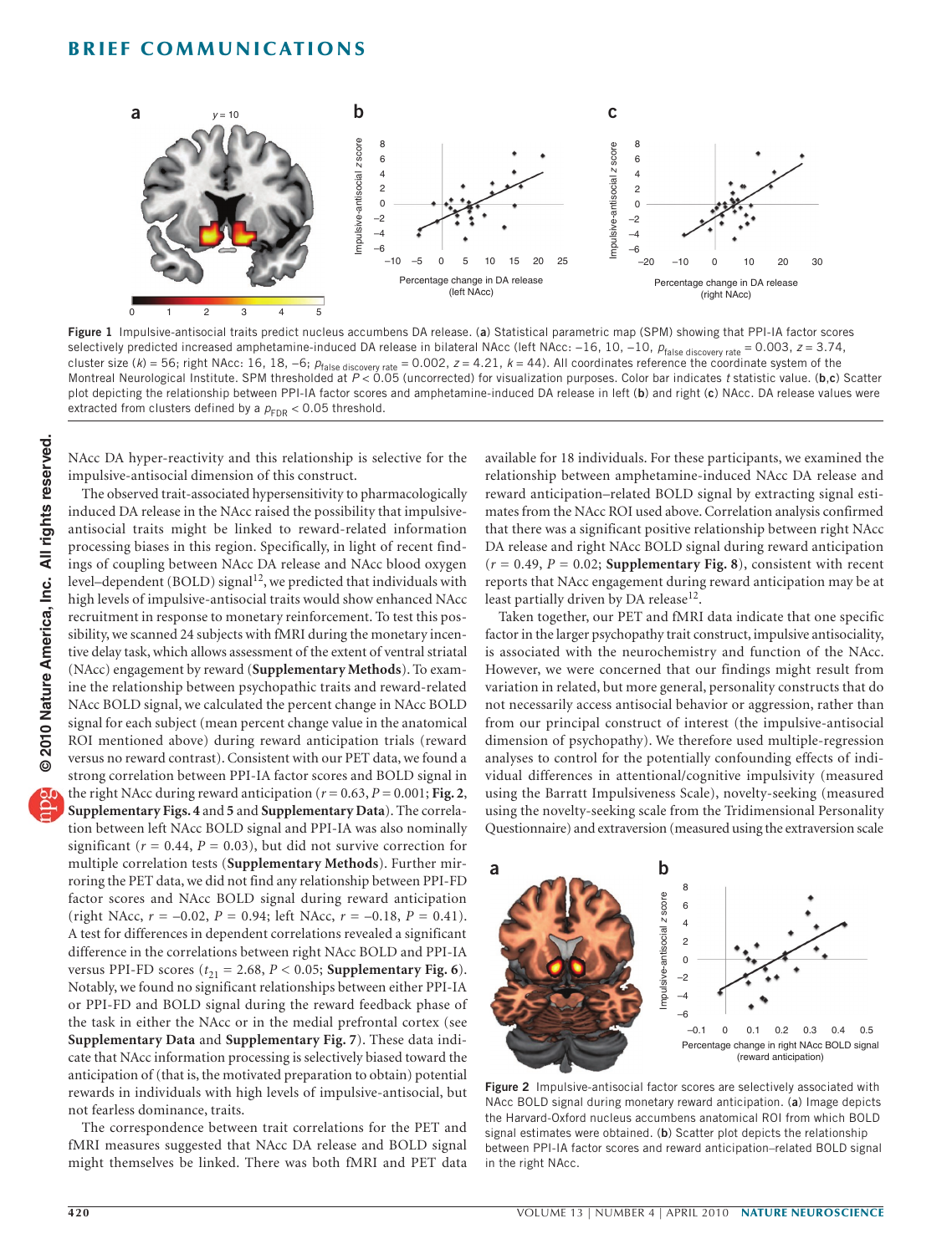Figure 1 Impulsive-antisocial traits predict nucleus accumbens DA release. (**a**) Statistical parametric map (SPM) showing that PPI-IA factor scores selectively predicted increased amphetamine-induced DA release in bilateral NAcc (left NAcc: –16, 10, –10, $p_{\text{false discovery rate}} = 0.003$, $z = 3.74$, cluster size ($k$) = 56; right NAcc: 16, 18, –6; $p_{\text{false discovery rate}} = 0.002$, $z = 4.21$, $k = 44$). All coordinates reference the coordinate system of the Montreal Neurological Institute. SPM thresholded at $P < 0.05$ (uncorrected) for visualization purposes. Color bar indicates $t$ statistic value. (**b**,**c**) Scatter plot depicting the relationship between PPI-IA factor scores and amphetamine-induced DA release in left (**b**) and right (**c**) NAcc. DA release values were extracted from clusters defined by a $p_{\text{FDR}} < 0.05$ threshold.

NAcc DA hyper-reactivity and this relationship is selective for the impulsive-antisocial dimension of this construct.

The observed trait-associated hypersensitivity to pharmacologically induced DA release in the NAcc raised the possibility that impulsive-antisocial traits might be linked to reward-related information processing biases in this region. Specifically, in light of recent findings of coupling between NAcc DA release and NAcc blood oxygen level–dependent (BOLD) signal[12], we predicted that individuals with high levels of impulsive-antisocial traits would show enhanced NAcc recruitment in response to monetary reinforcement. To test this possibility, we scanned 24 subjects with fMRI during the monetary incentive delay task, which allows assessment of the extent of ventral striatal (NAcc) engagement by reward (**Supplementary Methods**). To examine the relationship between psychopathic traits and reward-related NAcc BOLD signal, we calculated the percent change in NAcc BOLD signal for each subject (mean percent change value in the anatomical ROI mentioned above) during reward anticipation trials (reward versus no reward contrast). Consistent with our PET data, we found a strong correlation between PPI-IA factor scores and BOLD signal in the right NAcc during reward anticipation ($r = 0.63$, $P = 0.001$; **Fig. 2**, **Supplementary Figs. 4** and **5** and **Supplementary Data**). The correlation between left NAcc BOLD signal and PPI-IA was also nominally significant ($r = 0.44$, $P = 0.03$), but did not survive correction for multiple correlation tests (**Supplementary Methods**). Further mirroring the PET data, we did not find any relationship between PPI-FD factor scores and NAcc BOLD signal during reward anticipation (right NAcc, $r = -0.02$, $P = 0.94$; left NAcc, $r = -0.18$, $P = 0.41$). A test for differences in dependent correlations revealed a significant difference in the correlations between right NAcc BOLD and PPI-IA versus PPI-FD scores ($t_{21} = 2.68$, $P < 0.05$; **Supplementary Fig. 6**). Notably, we found no significant relationships between either PPI-IA or PPI-FD and BOLD signal during the reward feedback phase of the task in either the NAcc or in the medial prefrontal cortex (see **Supplementary Data** and **Supplementary Fig. 7**). These data indicate that NAcc information processing is selectively biased toward the anticipation of (that is, the motivated preparation to obtain) potential rewards in individuals with high levels of impulsive-antisocial, but not fearless dominance, traits.

The correspondence between trait correlations for the PET and fMRI measures suggested that NAcc DA release and BOLD signal might themselves be linked. There was both fMRI and PET data available for 18 individuals. For these participants, we examined the relationship between amphetamine-induced NAcc DA release and reward anticipation–related BOLD signal by extracting signal estimates from the NAcc ROI used above. Correlation analysis confirmed that there was a significant positive relationship between right NAcc DA release and right NAcc BOLD signal during reward anticipation ($r = 0.49$, $P = 0.02$; **Supplementary Fig. 8**), consistent with recent reports that NAcc engagement during reward anticipation may be at least partially driven by DA release[12].

Taken together, our PET and fMRI data indicate that one specific factor in the larger psychopathy trait construct, impulsive antisociality, is associated with the neurochemistry and function of the NAcc. However, we were concerned that our findings might result from variation in related, but more general, personality constructs that do not necessarily access antisocial behavior or aggression, rather than from our principal construct of interest (the impulsive-antisocial dimension of psychopathy). We therefore used multiple-regression analyses to control for the potentially confounding effects of individual differences in attentional/cognitive impulsivity (measured using the Barratt Impulsiveness Scale), novelty-seeking (measured using the novelty-seeking scale from the Tridimensional Personality Questionnaire) and extraversion (measured using the extraversion scale

Figure 2 Impulsive-antisocial factor scores are selectively associated with NAcc BOLD signal during monetary reward anticipation. (**a**) Image depicts the Harvard-Oxford nucleus accumbens anatomical ROI from which BOLD signal estimates were obtained. (**b**) Scatter plot depicts the relationship between PPI-IA factor scores and reward anticipation–related BOLD signal in the right NAcc.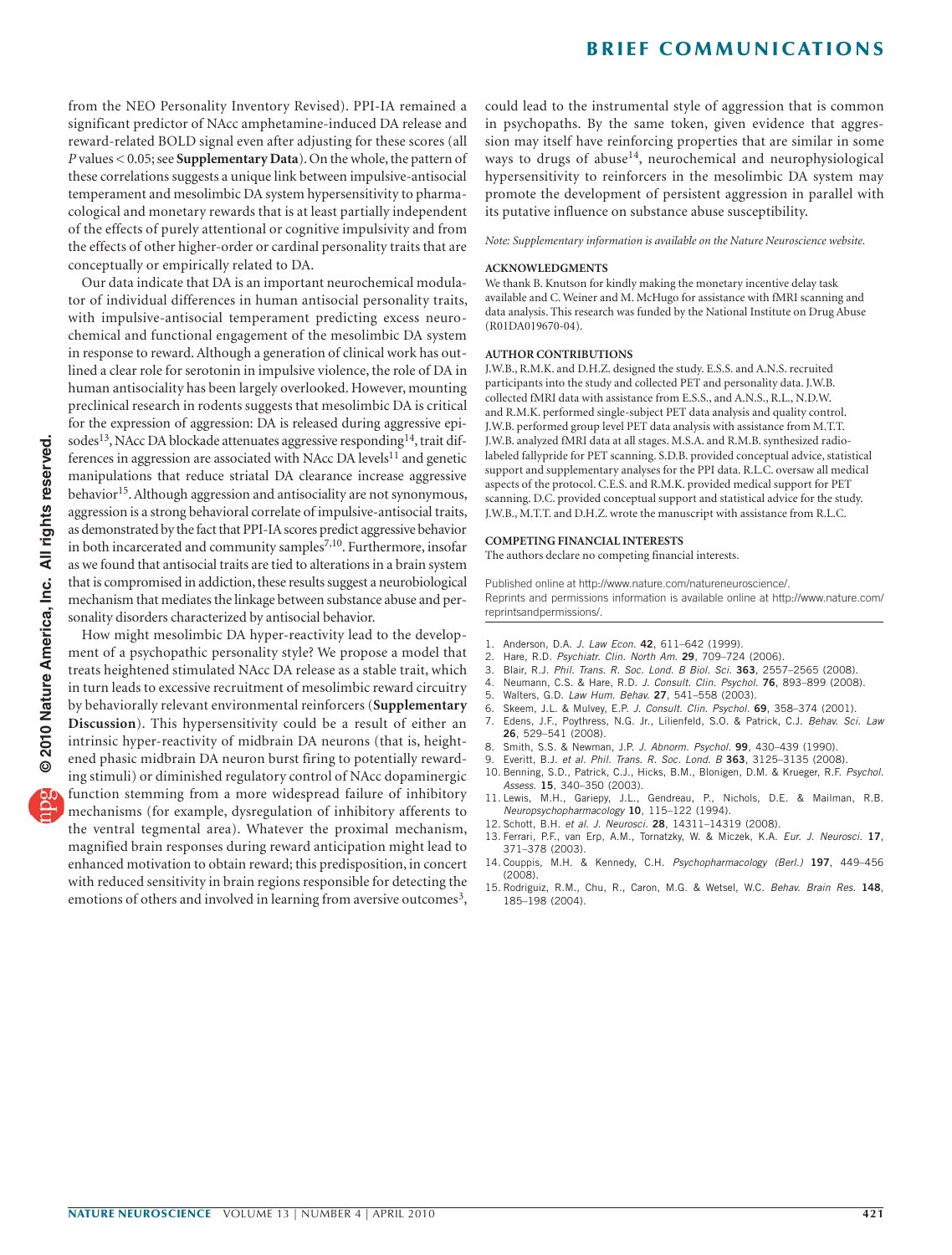from the NEO Personality Inventory Revised). PPI-IA remained a significant predictor of NAcc amphetamine-induced DA release and reward-related BOLD signal even after adjusting for these scores (all $P$ values $< 0.05$; see **Supplementary Data**). On the whole, the pattern of these correlations suggests a unique link between impulsive-antisocial temperament and mesolimbic DA system hypersensitivity to pharmacological and monetary rewards that is at least partially independent of the effects of purely attentional or cognitive impulsivity and from the effects of other higher-order or cardinal personality traits that are conceptually or empirically related to DA.

Our data indicate that DA is an important neurochemical modulator of individual differences in human antisocial personality traits, with impulsive-antisocial temperament predicting excess neurochemical and functional engagement of the mesolimbic DA system in response to reward. Although a generation of clinical work has outlined a clear role for serotonin in impulsive violence, the role of DA in human antisociality has been largely overlooked. However, mounting preclinical research in rodents suggests that mesolimbic DA is critical for the expression of aggression: DA is released during aggressive episodes[13], NAcc DA blockade attenuates aggressive responding[14], trait differences in aggression are associated with NAcc DA levels[11] and genetic manipulations that reduce striatal DA clearance increase aggressive behavior[15]. Although aggression and antisociality are not synonymous, aggression is a strong behavioral correlate of impulsive-antisocial traits, as demonstrated by the fact that PPI-IA scores predict aggressive behavior in both incarcerated and community samples[7,10]. Furthermore, insofar as we found that antisocial traits are tied to alterations in a brain system that is compromised in addiction, these results suggest a neurobiological mechanism that mediates the linkage between substance abuse and personality disorders characterized by antisocial behavior.

How might mesolimbic DA hyper-reactivity lead to the development of a psychopathic personality style? We propose a model that treats heightened stimulated NAcc DA release as a stable trait, which in turn leads to excessive recruitment of mesolimbic reward circuitry by behaviorally relevant environmental reinforcers (**Supplementary Discussion**). This hypersensitivity could be a result of either an intrinsic hyper-reactivity of midbrain DA neurons (that is, heightened phasic midbrain DA neuron burst firing to potentially rewarding stimuli) or diminished regulatory control of NAcc dopaminergic function stemming from a more widespread failure of inhibitory mechanisms (for example, dysregulation of inhibitory afferents to the ventral tegmental area). Whatever the proximal mechanism, magnified brain responses during reward anticipation might lead to enhanced motivation to obtain reward; this predisposition, in concert with reduced sensitivity in brain regions responsible for detecting the emotions of others and involved in learning from aversive outcomes[3], could lead to the instrumental style of aggression that is common in psychopaths. By the same token, given evidence that aggression may itself have reinforcing properties that are similar in some ways to drugs of abuse[14], neurochemical and neurophysiological hypersensitivity to reinforcers in the mesolimbic DA system may promote the development of persistent aggression in parallel with its putative influence on substance abuse susceptibility.

*Note: Supplementary information is available on the Nature Neuroscience website.*

### ACKNOWLEDGMENTS

We thank B. Knutson for kindly making the monetary incentive delay task available and C. Weiner and M. McHugo for assistance with fMRI scanning and data analysis. This research was funded by the National Institute on Drug Abuse (R01DA019670-04).

### AUTHOR CONTRIBUTIONS

J.W.B., R.M.K. and D.H.Z. designed the study. E.S.S. and A.N.S. recruited participants into the study and collected PET and personality data. J.W.B. collected fMRI data with assistance from E.S.S., and A.N.S., R.L., N.D.W. and R.M.K. performed single-subject PET data analysis and quality control. J.W.B. performed group level PET data analysis with assistance from M.T.T. J.W.B. analyzed fMRI data at all stages. M.S.A. and R.M.B. synthesized radiolabeled fallypride for PET scanning. S.D.B. provided conceptual advice, statistical support and supplementary analyses for the PPI data. R.L.C. oversaw all medical aspects of the protocol. C.E.S. and R.M.K. provided medical support for PET scanning. D.C. provided conceptual support and statistical advice for the study. J.W.B., M.T.T. and D.H.Z. wrote the manuscript with assistance from R.L.C.

### COMPETING FINANCIAL INTERESTS

The authors declare no competing financial interests.

Published online at http://www.nature.com/natureneuroscience/.
Reprints and permissions information is available online at http://www.nature.com/reprintsandpermissions/.

1. Anderson, D.A. *J. Law Econ.* **42**, 611–642 (1999).
2. Hare, R.D. *Psychiatr. Clin. North Am.* **29**, 709–724 (2006).
3. Blair, R.J. *Phil. Trans. R. Soc. Lond. B Biol. Sci.* **363**, 2557–2565 (2008).
4. Neumann, C.S. & Hare, R.D. *J. Consult. Clin. Psychol.* **76**, 893–899 (2008).
5. Walters, G.D. *Law Hum. Behav.* **27**, 541–558 (2003).
6. Skeem, J.L. & Mulvey, E.P. *J. Consult. Clin. Psychol.* **69**, 358–374 (2001).
7. Edens, J.F., Poythress, N.G. Jr., Lilienfeld, S.O. & Patrick, C.J. *Behav. Sci. Law* **26**, 529–541 (2008).
8. Smith, S.S. & Newman, J.P. *J. Abnorm. Psychol.* **99**, 430–439 (1990).
9. Everitt, B.J. *et al. Phil. Trans. R. Soc. Lond. B* **363**, 3125–3135 (2008).
10. Benning, S.D., Patrick, C.J., Hicks, B.M., Blonigen, D.M. & Krueger, R.F. *Psychol. Assess.* **15**, 340–350 (2003).
11. Lewis, M.H., Gariepy, J.L., Gendreau, P., Nichols, D.E. & Mailman, R.B. *Neuropsychopharmacology* **10**, 115–122 (1994).
12. Schott, B.H. *et al. J. Neurosci.* **28**, 14311–14319 (2008).
13. Ferrari, P.F., van Erp, A.M., Tornatzky, W. & Miczek, K.A. *Eur. J. Neurosci.* **17**, 371–378 (2003).
14. Couppis, M.H. & Kennedy, C.H. *Psychopharmacology (Berl.)* **197**, 449–456 (2008).
15. Rodriguiz, R.M., Chu, R., Caron, M.G. & Wetsel, W.C. *Behav. Brain Res.* **148**, 185–198 (2004).